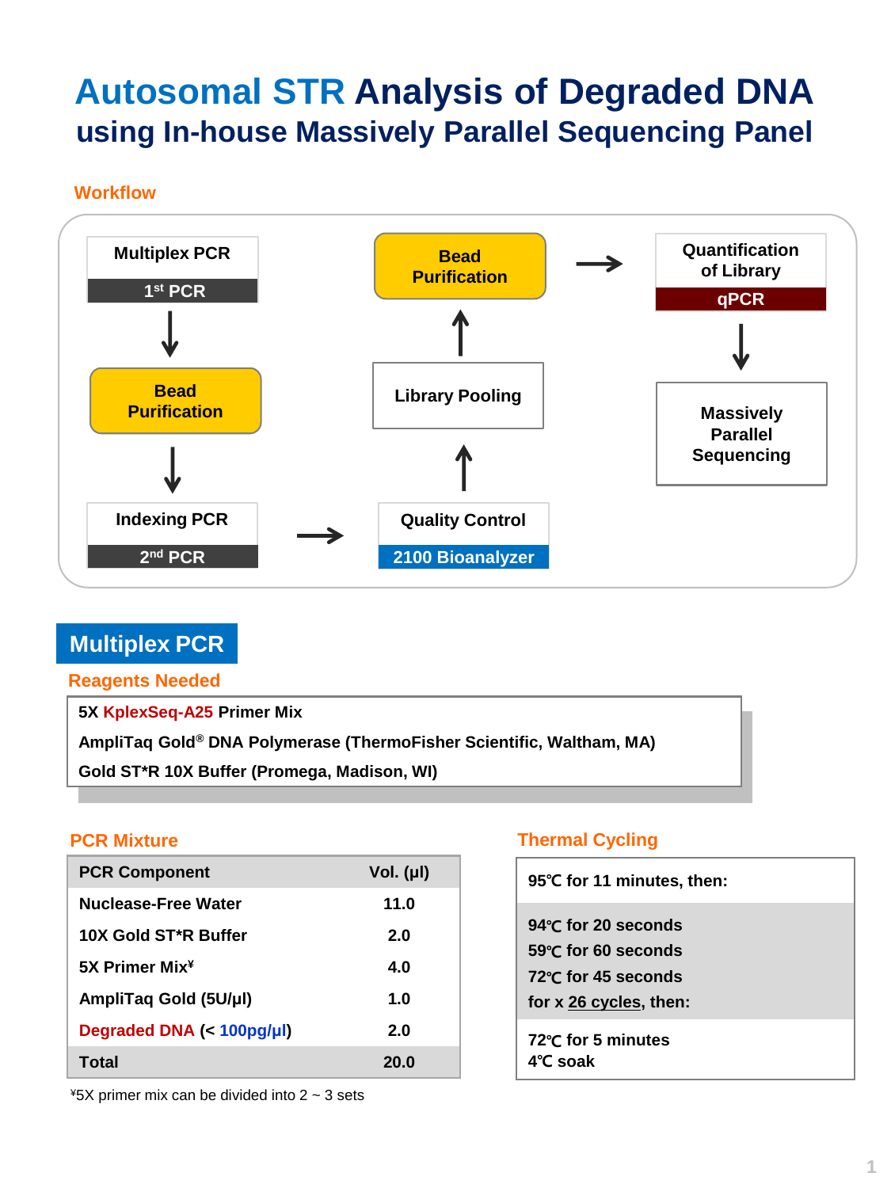# Autosomal STR Analysis of Degraded DNA
## using In-house Massively Parallel Sequencing Panel

### Workflow

1. Multiplex PCR (1st PCR)
2. Bead Purification
3. Indexing PCR (2nd PCR)
4. Quality Control (2100 Bioanalyzer)
5. Library Pooling
6. Bead Purification
7. Quantification of Library (qPCR)
8. Massively Parallel Sequencing

## Multiplex PCR

### Reagents Needed

- 5X KplexSeq-A25 Primer Mix
- AmpliTaq Gold® DNA Polymerase (ThermoFisher Scientific, Waltham, MA)
- Gold ST*R 10X Buffer (Promega, Madison, WI)

### PCR Mixture

| PCR Component | Vol. (μl) |
|---|---|
| Nuclease-Free Water | 11.0 |
| 10X Gold ST*R Buffer | 2.0 |
| 5X Primer Mix¥ | 4.0 |
| AmpliTaq Gold (5U/μl) | 1.0 |
| Degraded DNA (< 100pg/μl) | 2.0 |
| Total | 20.0 |

¥5X primer mix can be divided into 2 ~ 3 sets

### Thermal Cycling

95℃ for 11 minutes, then:

94℃ for 20 seconds
59℃ for 60 seconds
72℃ for 45 seconds
for x 26 cycles, then:

72℃ for 5 minutes
4℃ soak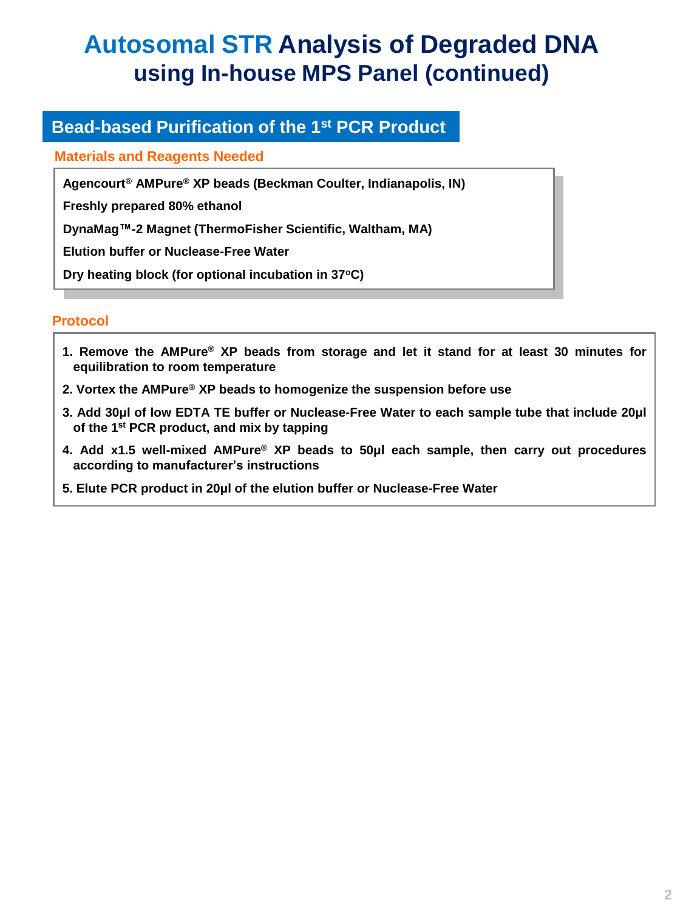# Autosomal STR Analysis of Degraded DNA using In-house MPS Panel (continued)

## Bead-based Purification of the 1st PCR Product

### Materials and Reagents Needed

**Agencourt® AMPure® XP beads (Beckman Coulter, Indianapolis, IN)**

**Freshly prepared 80% ethanol**

**DynaMag™-2 Magnet (ThermoFisher Scientific, Waltham, MA)**

**Elution buffer or Nuclease-Free Water**

**Dry heating block (for optional incubation in 37°C)**

### Protocol

1. **Remove the AMPure® XP beads from storage and let it stand for at least 30 minutes for equilibration to room temperature**
2. **Vortex the AMPure® XP beads to homogenize the suspension before use**
3. **Add 30µl of low EDTA TE buffer or Nuclease-Free Water to each sample tube that include 20µl of the 1st PCR product, and mix by tapping**
4. **Add x1.5 well-mixed AMPure® XP beads to 50µl each sample, then carry out procedures according to manufacturer's instructions**
5. **Elute PCR product in 20µl of the elution buffer or Nuclease-Free Water**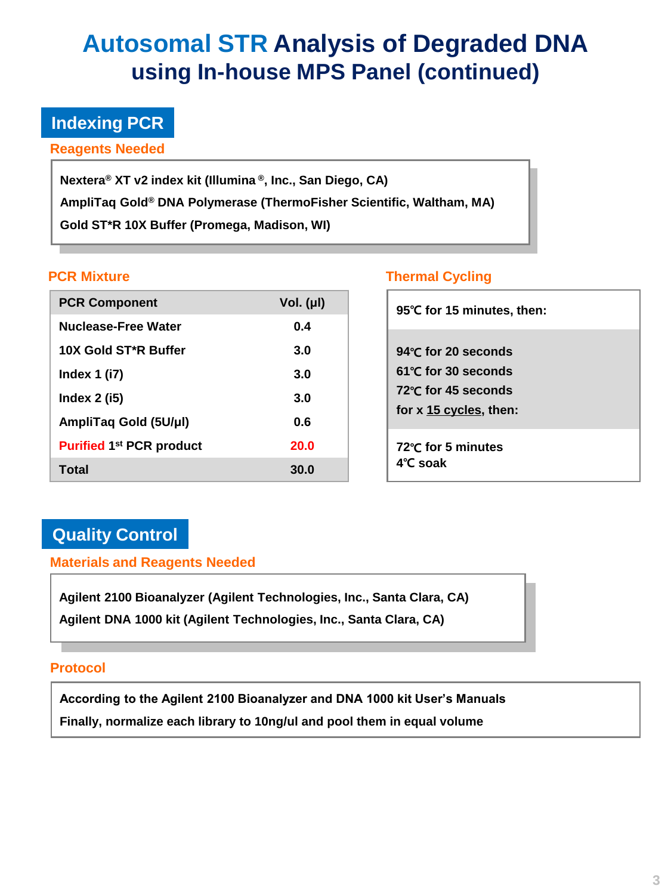# Autosomal STR Analysis of Degraded DNA using In-house MPS Panel (continued)

## Indexing PCR

### Reagents Needed

Nextera® XT v2 index kit (Illumina®, Inc., San Diego, CA)

AmpliTaq Gold® DNA Polymerase (ThermoFisher Scientific, Waltham, MA)

Gold ST*R 10X Buffer (Promega, Madison, WI)

### PCR Mixture

| PCR Component | Vol. (μl) |
|---|---|
| Nuclease-Free Water | 0.4 |
| 10X Gold ST*R Buffer | 3.0 |
| Index 1 (i7) | 3.0 |
| Index 2 (i5) | 3.0 |
| AmpliTaq Gold (5U/μl) | 0.6 |
| Purified 1st PCR product | 20.0 |
| Total | 30.0 |

### Thermal Cycling

95℃ for 15 minutes, then:

94℃ for 20 seconds
61℃ for 30 seconds
72℃ for 45 seconds
for x 15 cycles, then:

72℃ for 5 minutes
4℃ soak

## Quality Control

### Materials and Reagents Needed

Agilent 2100 Bioanalyzer (Agilent Technologies, Inc., Santa Clara, CA)

Agilent DNA 1000 kit (Agilent Technologies, Inc., Santa Clara, CA)

### Protocol

According to the Agilent 2100 Bioanalyzer and DNA 1000 kit User's Manuals

Finally, normalize each library to 10ng/ul and pool them in equal volume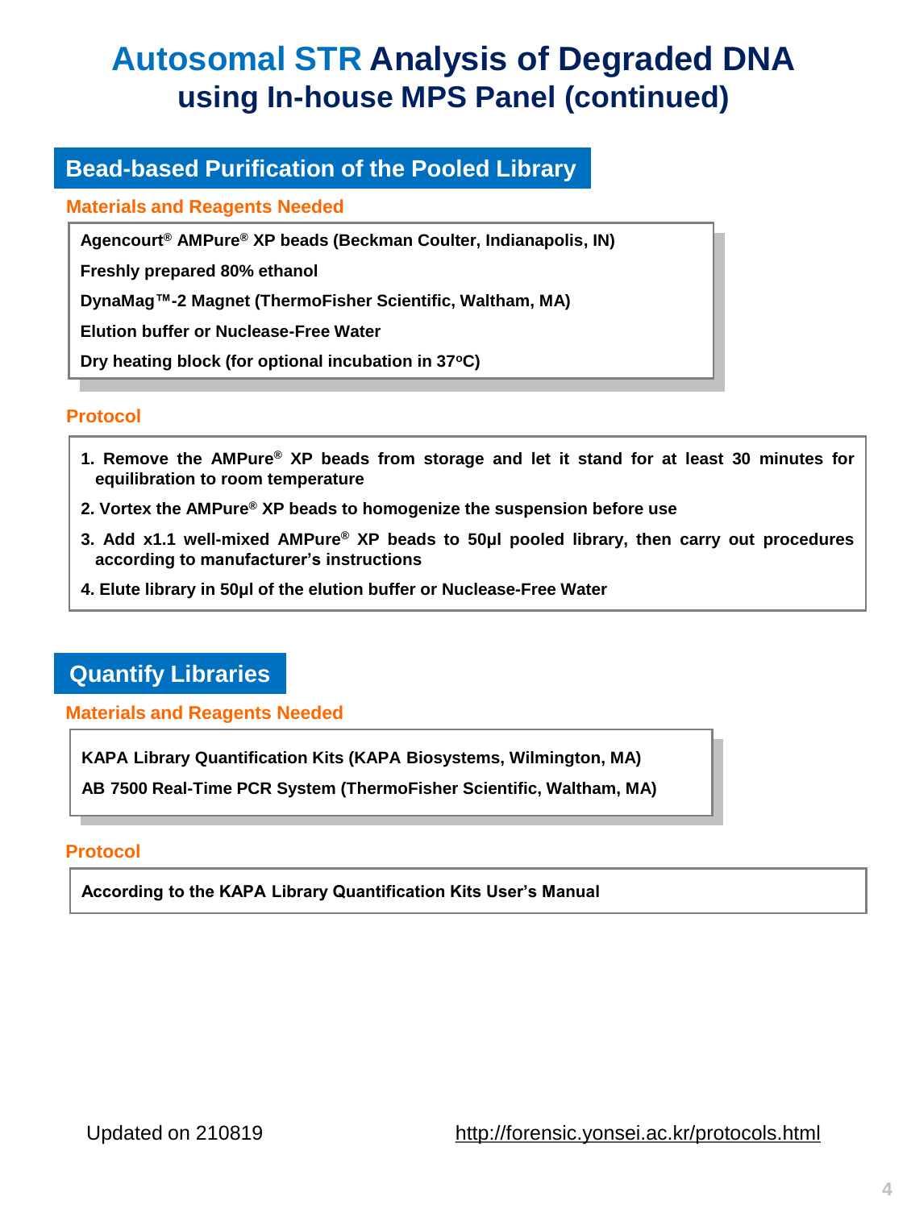# Autosomal STR Analysis of Degraded DNA using In-house MPS Panel (continued)

## Bead-based Purification of the Pooled Library

### Materials and Reagents Needed

**Agencourt® AMPure® XP beads (Beckman Coulter, Indianapolis, IN)**

**Freshly prepared 80% ethanol**

**DynaMag™-2 Magnet (ThermoFisher Scientific, Waltham, MA)**

**Elution buffer or Nuclease-Free Water**

**Dry heating block (for optional incubation in 37ºC)**

### Protocol

1. **Remove the AMPure® XP beads from storage and let it stand for at least 30 minutes for equilibration to room temperature**
2. **Vortex the AMPure® XP beads to homogenize the suspension before use**
3. **Add x1.1 well-mixed AMPure® XP beads to 50µl pooled library, then carry out procedures according to manufacturer's instructions**
4. **Elute library in 50µl of the elution buffer or Nuclease-Free Water**

## Quantify Libraries

### Materials and Reagents Needed

**KAPA Library Quantification Kits (KAPA Biosystems, Wilmington, MA)**

**AB 7500 Real-Time PCR System (ThermoFisher Scientific, Waltham, MA)**

### Protocol

**According to the KAPA Library Quantification Kits User's Manual**

Updated on 210819

http://forensic.yonsei.ac.kr/protocols.html